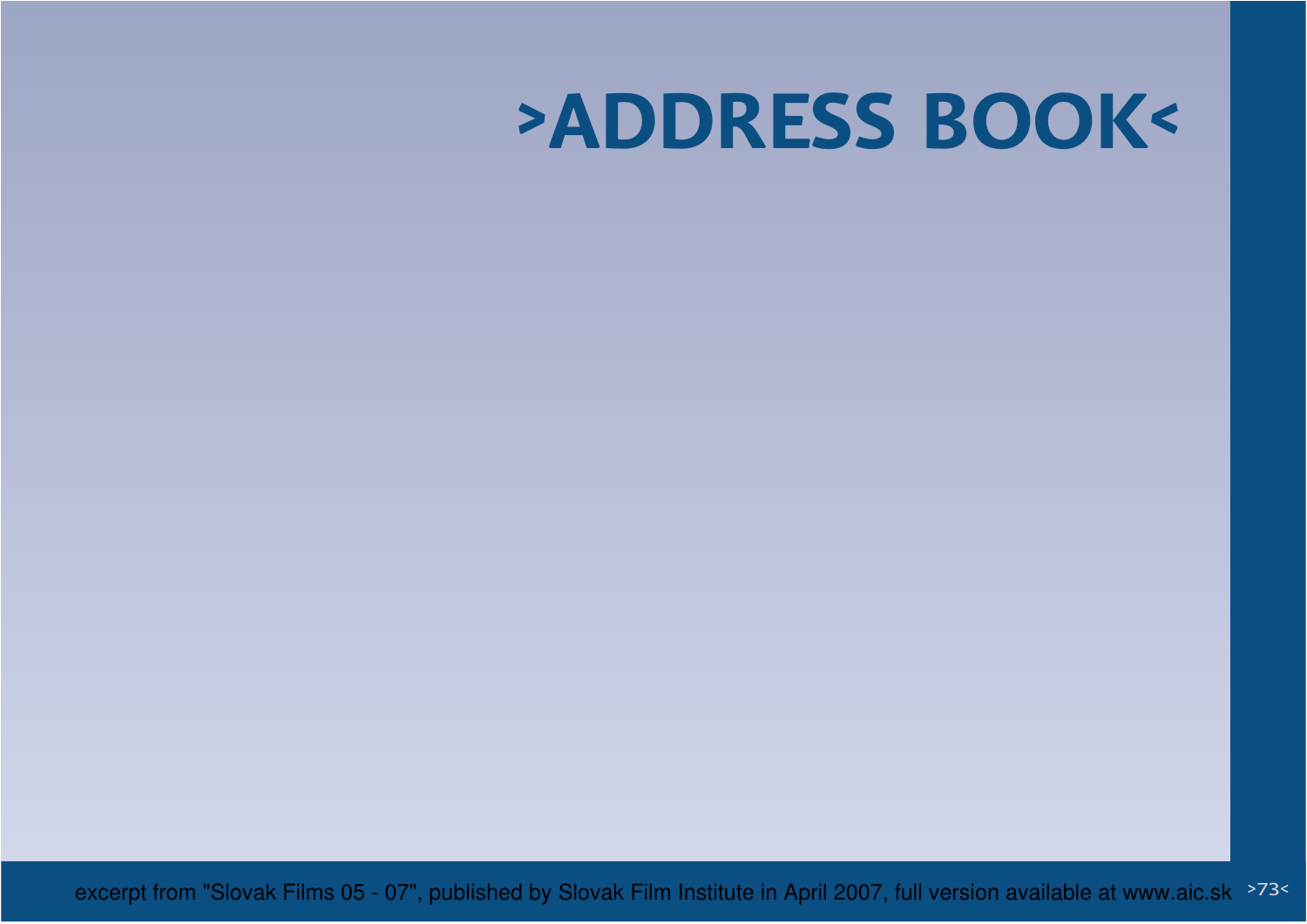# >ADDRESS BOOK<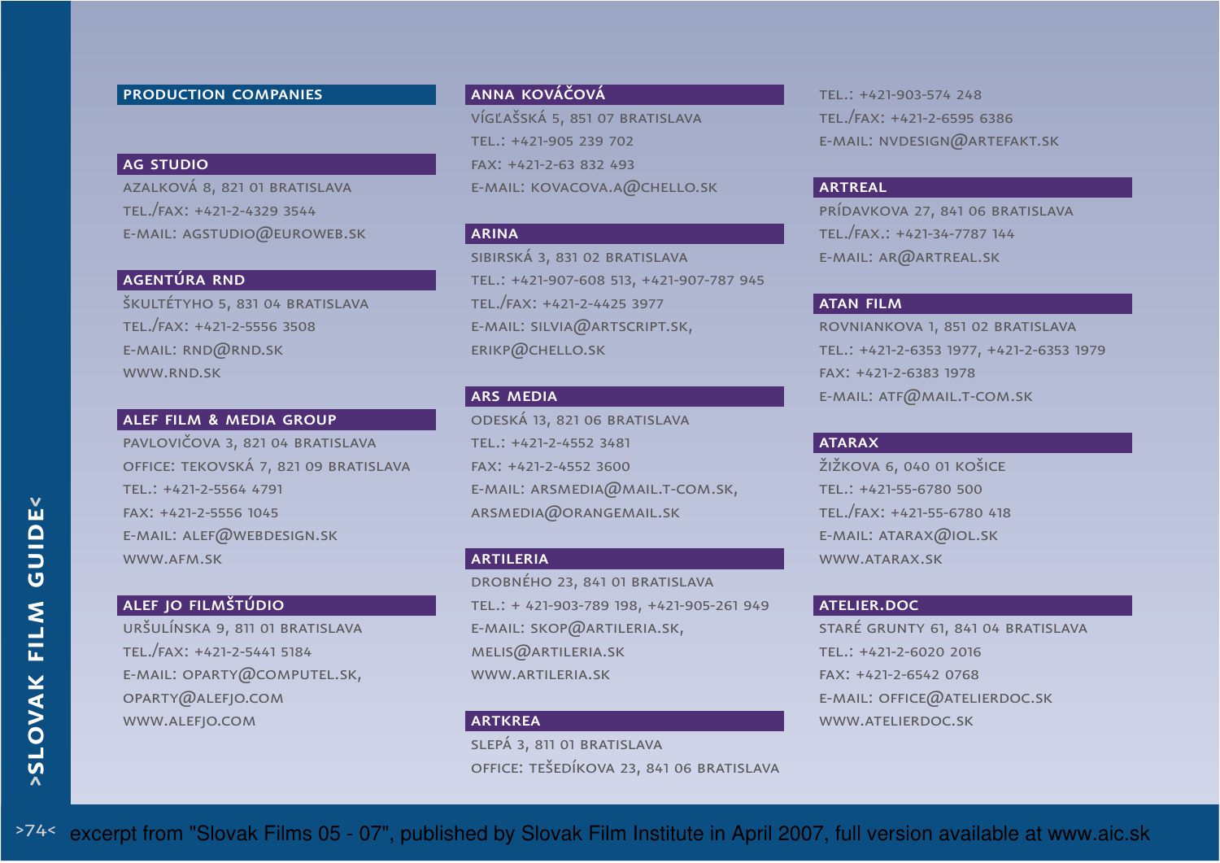## PRODUCTION COMPANIES

### AG STUDIO
AZALKOVÁ 8, 821 01 BRATISLAVA
TEL./FAX: +421-2-4329 3544
E-MAIL: AGSTUDIO@EUROWEB.SK

### AGENTÚRA RND
ŠKULTÉTYHO 5, 831 04 BRATISLAVA
TEL./FAX: +421-2-5556 3508
E-MAIL: RND@RND.SK
WWW.RND.SK

### ALEF FILM & MEDIA GROUP
PAVLOVIČOVA 3, 821 04 BRATISLAVA
OFFICE: TEKOVSKÁ 7, 821 09 BRATISLAVA
TEL.: +421-2-5564 4791
FAX: +421-2-5556 1045
E-MAIL: ALEF@WEBDESIGN.SK
WWW.AFM.SK

### ALEF JO FILMŠTÚDIO
URŠULÍNSKA 9, 811 01 BRATISLAVA
TEL./FAX: +421-2-5441 5184
E-MAIL: OPARTY@COMPUTEL.SK,
OPARTY@ALEFJO.COM
WWW.ALEFJO.COM

### ANNA KOVÁČOVÁ
VÍGĽAŠSKÁ 5, 851 07 BRATISLAVA
TEL.: +421-905 239 702
FAX: +421-2-63 832 493
E-MAIL: KOVACOVA.A@CHELLO.SK

### ARINA
SIBIRSKÁ 3, 831 02 BRATISLAVA
TEL.: +421-907-608 513, +421-907-787 945
TEL./FAX: +421-2-4425 3977
E-MAIL: SILVIA@ARTSCRIPT.SK,
ERIKP@CHELLO.SK

### ARS MEDIA
ODESKÁ 13, 821 06 BRATISLAVA
TEL.: +421-2-4552 3481
FAX: +421-2-4552 3600
E-MAIL: ARSMEDIA@MAIL.T-COM.SK,
ARSMEDIA@ORANGEMAIL.SK

### ARTILERIA
DROBNÉHO 23, 841 01 BRATISLAVA
TEL.: + 421-903-789 198, +421-905-261 949
E-MAIL: SKOP@ARTILERIA.SK,
MELIS@ARTILERIA.SK
WWW.ARTILERIA.SK

### ARTKREA
SLEPÁ 3, 811 01 BRATISLAVA
OFFICE: TEŠEDÍKOVA 23, 841 06 BRATISLAVA
TEL.: +421-903-574 248
TEL./FAX: +421-2-6595 6386
E-MAIL: NVDESIGN@ARTEFAKT.SK

### ARTREAL
PRÍDAVKOVA 27, 841 06 BRATISLAVA
TEL./FAX.: +421-34-7787 144
E-MAIL: AR@ARTREAL.SK

### ATAN FILM
ROVNIANKOVA 1, 851 02 BRATISLAVA
TEL.: +421-2-6353 1977, +421-2-6353 1979
FAX: +421-2-6383 1978
E-MAIL: ATF@MAIL.T-COM.SK

### ATARAX
ŽIŽKOVA 6, 040 01 KOŠICE
TEL.: +421-55-6780 500
TEL./FAX: +421-55-6780 418
E-MAIL: ATARAX@IOL.SK
WWW.ATARAX.SK

### ATELIER.DOC
STARÉ GRUNTY 61, 841 04 BRATISLAVA
TEL.: +421-2-6020 2016
FAX: +421-2-6542 0768
E-MAIL: OFFICE@ATELIERDOC.SK
WWW.ATELIERDOC.SK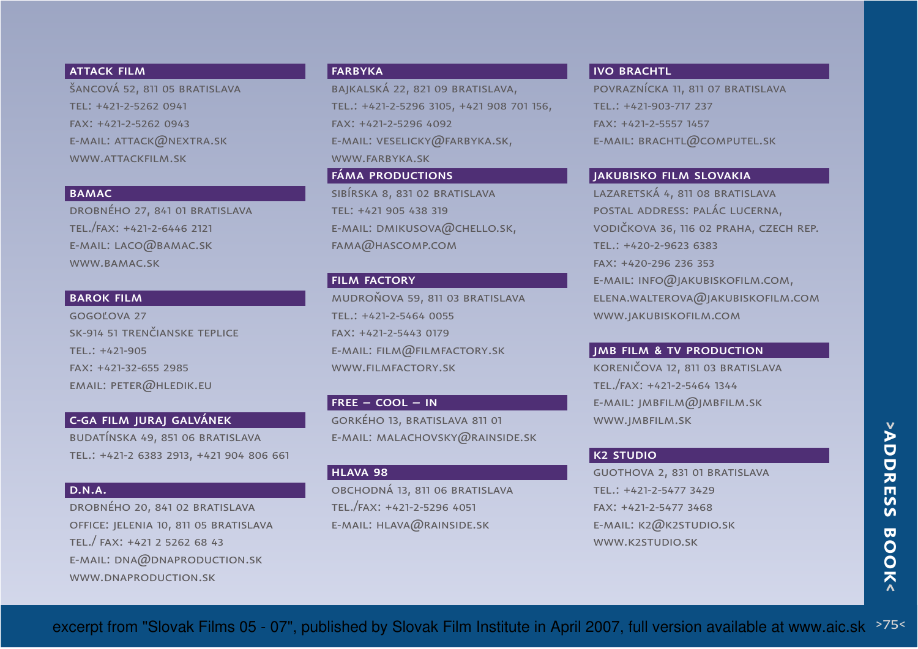## ATTACK FILM

ŠANCOVÁ 52, 811 05 BRATISLAVA
TEL: +421-2-5262 0941
FAX: +421-2-5262 0943
E-MAIL: ATTACK@NEXTRA.SK
WWW.ATTACKFILM.SK

## BAMAC

DROBNÉHO 27, 841 01 BRATISLAVA
TEL./FAX: +421-2-6446 2121
E-MAIL: LACO@BAMAC.SK
WWW.BAMAC.SK

## BAROK FILM

GOGOĽOVA 27
SK-914 51 TRENČIANSKE TEPLICE
TEL.: +421-905
FAX: +421-32-655 2985
EMAIL: PETER@HLEDIK.EU

## C-GA FILM JURAJ GALVÁNEK

BUDATÍNSKA 49, 851 06 BRATISLAVA
TEL.: +421-2 6383 2913, +421 904 806 661

## D.N.A.

DROBNÉHO 20, 841 02 BRATISLAVA
OFFICE: JELENIA 10, 811 05 BRATISLAVA
TEL./ FAX: +421 2 5262 68 43
E-MAIL: DNA@DNAPRODUCTION.SK
WWW.DNAPRODUCTION.SK

## FARBYKA

BAJKALSKÁ 22, 821 09 BRATISLAVA,
TEL.: +421-2-5296 3105, +421 908 701 156,
FAX: +421-2-5296 4092
E-MAIL: VESELICKY@FARBYKA.SK,
WWW.FARBYKA.SK

## FÁMA PRODUCTIONS

SIBÍRSKA 8, 831 02 BRATISLAVA
TEL: +421 905 438 319
E-MAIL: DMIKUSOVA@CHELLO.SK,
FAMA@HASCOMP.COM

## FILM FACTORY

MUDROŇOVA 59, 811 03 BRATISLAVA
TEL.: +421-2-5464 0055
FAX: +421-2-5443 0179
E-MAIL: FILM@FILMFACTORY.SK
WWW.FILMFACTORY.SK

## FREE – COOL – IN

GORKÉHO 13, BRATISLAVA 811 01
E-MAIL: MALACHOVSKY@RAINSIDE.SK

## HLAVA 98

OBCHODNÁ 13, 811 06 BRATISLAVA
TEL./FAX: +421-2-5296 4051
E-MAIL: HLAVA@RAINSIDE.SK

## IVO BRACHTL

POVRAZNÍCKA 11, 811 07 BRATISLAVA
TEL.: +421-903-717 237
FAX: +421-2-5557 1457
E-MAIL: BRACHTL@COMPUTEL.SK

## JAKUBISKO FILM SLOVAKIA

LAZARETSKÁ 4, 811 08 BRATISLAVA
POSTAL ADDRESS: PALÁC LUCERNA,
VODIČKOVA 36, 116 02 PRAHA, CZECH REP.
TEL.: +420-2-9623 6383
FAX: +420-296 236 353
E-MAIL: INFO@JAKUBISKOFILM.COM,
ELENA.WALTEROVA@JAKUBISKOFILM.COM
WWW.JAKUBISKOFILM.COM

## JMB FILM & TV PRODUCTION

KORENIČOVA 12, 811 03 BRATISLAVA
TEL./FAX: +421-2-5464 1344
E-MAIL: JMBFILM@JMBFILM.SK
WWW.JMBFILM.SK

## K2 STUDIO

GUOTHOVA 2, 831 01 BRATISLAVA
TEL.: +421-2-5477 3429
FAX: +421-2-5477 3468
E-MAIL: K2@K2STUDIO.SK
WWW.K2STUDIO.SK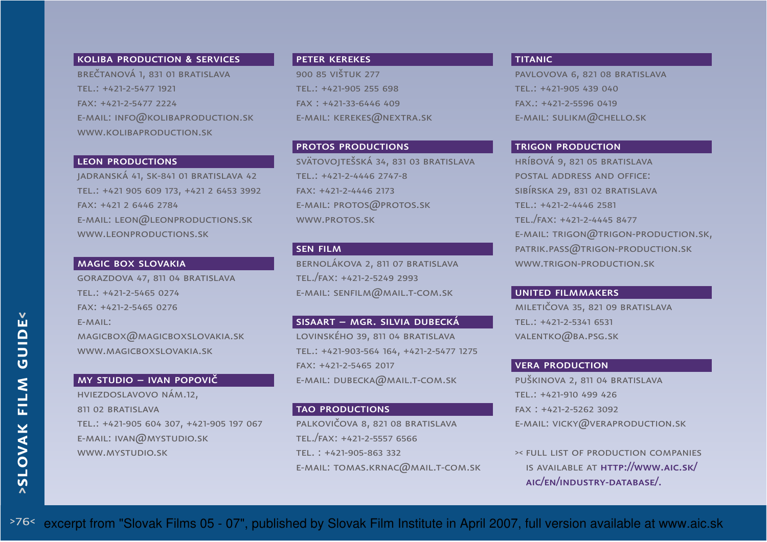## KOLIBA PRODUCTION & SERVICES

BREČTANOVÁ 1, 831 01 BRATISLAVA
TEL.: +421-2-5477 1921
FAX: +421-2-5477 2224
E-MAIL: INFO@KOLIBAPRODUCTION.SK
WWW.KOLIBAPRODUCTION.SK

## LEON PRODUCTIONS

JADRANSKÁ 41, SK-841 01 BRATISLAVA 42
TEL.: +421 905 609 173, +421 2 6453 3992
FAX: +421 2 6446 2784
E-MAIL: LEON@LEONPRODUCTIONS.SK
WWW.LEONPRODUCTIONS.SK

## MAGIC BOX SLOVAKIA

GORAZDOVA 47, 811 04 BRATISLAVA
TEL.: +421-2-5465 0274
FAX: +421-2-5465 0276
E-MAIL:
MAGICBOX@MAGICBOXSLOVAKIA.SK
WWW.MAGICBOXSLOVAKIA.SK

## MY STUDIO – IVAN POPOVIČ

HVIEZDOSLAVOVO NÁM.12,
811 02 BRATISLAVA
TEL.: +421-905 604 307, +421-905 197 067
E-MAIL: IVAN@MYSTUDIO.SK
WWW.MYSTUDIO.SK

## PETER KEREKES

900 85 VIŠTUK 277
TEL.: +421-905 255 698
FAX : +421-33-6446 409
E-MAIL: KEREKES@NEXTRA.SK

## PROTOS PRODUCTIONS

SVÄTOVOJTEŠSKÁ 34, 831 03 BRATISLAVA
TEL.: +421-2-4446 2747-8
FAX: +421-2-4446 2173
E-MAIL: PROTOS@PROTOS.SK
WWW.PROTOS.SK

## SEN FILM

BERNOLÁKOVA 2, 811 07 BRATISLAVA
TEL./FAX: +421-2-5249 2993
E-MAIL: SENFILM@MAIL.T-COM.SK

## SISAART – MGR. SILVIA DUBECKÁ

LOVINSKÉHO 39, 811 04 BRATISLAVA
TEL.: +421-903-564 164, +421-2-5477 1275
FAX: +421-2-5465 2017
E-MAIL: DUBECKA@MAIL.T-COM.SK

## TAO PRODUCTIONS

PALKOVIČOVA 8, 821 08 BRATISLAVA
TEL./FAX: +421-2-5557 6566
TEL. : +421-905-863 332
E-MAIL: TOMAS.KRNAC@MAIL.T-COM.SK

## TITANIC

PAVLOVOVA 6, 821 08 BRATISLAVA
TEL.: +421-905 439 040
FAX.: +421-2-5596 0419
E-MAIL: SULIKM@CHELLO.SK

## TRIGON PRODUCTION

HRÍBOVÁ 9, 821 05 BRATISLAVA
POSTAL ADDRESS AND OFFICE:
SIBÍRSKA 29, 831 02 BRATISLAVA
TEL.: +421-2-4446 2581
TEL./FAX: +421-2-4445 8477
E-MAIL: TRIGON@TRIGON-PRODUCTION.SK,
PATRIK.PASS@TRIGON-PRODUCTION.SK
WWW.TRIGON-PRODUCTION.SK

## UNITED FILMMAKERS

MILETIČOVA 35, 821 09 BRATISLAVA
TEL.: +421-2-5341 6531
VALENTKO@BA.PSG.SK

## VERA PRODUCTION

PUŠKINOVA 2, 811 04 BRATISLAVA
TEL.: +421-910 499 426
FAX : +421-2-5262 3092
E-MAIL: VICKY@VERAPRODUCTION.SK

>< FULL LIST OF PRODUCTION COMPANIES IS AVAILABLE AT **HTTP://WWW.AIC.SK/AIC/EN/INDUSTRY-DATABASE/**.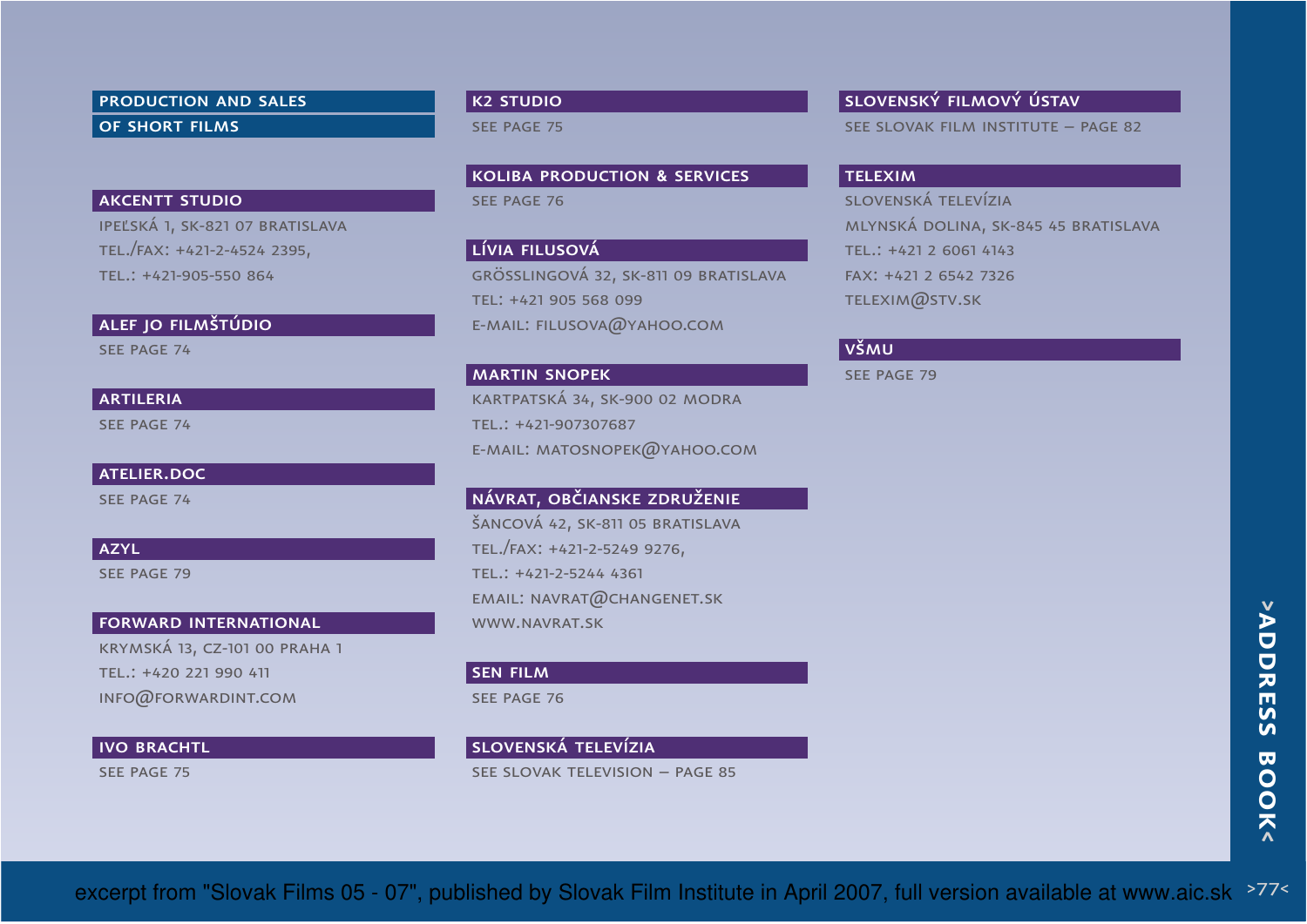## PRODUCTION AND SALES OF SHORT FILMS

### AKCENTT STUDIO

IPEĽSKÁ 1, SK-821 07 BRATISLAVA
TEL./FAX: +421-2-4524 2395,
TEL.: +421-905-550 864

### ALEF JO FILMŠTÚDIO

SEE PAGE 74

### ARTILERIA

SEE PAGE 74

### ATELIER.DOC

SEE PAGE 74

### AZYL

SEE PAGE 79

### FORWARD INTERNATIONAL

KRYMSKÁ 13, CZ-101 00 PRAHA 1
TEL.: +420 221 990 411
INFO@FORWARDINT.COM

### IVO BRACHTL

SEE PAGE 75

### K2 STUDIO

SEE PAGE 75

### KOLIBA PRODUCTION & SERVICES

SEE PAGE 76

### LÍVIA FILUSOVÁ

GRÖSSLINGOVÁ 32, SK-811 09 BRATISLAVA
TEL: +421 905 568 099
E-MAIL: FILUSOVA@YAHOO.COM

### MARTIN SNOPEK

KARTPATSKÁ 34, SK-900 02 MODRA
TEL.: +421-907307687
E-MAIL: MATOSNOPEK@YAHOO.COM

### NÁVRAT, OBČIANSKE ZDRUŽENIE

ŠANCOVÁ 42, SK-811 05 BRATISLAVA
TEL./FAX: +421-2-5249 9276,
TEL.: +421-2-5244 4361
EMAIL: NAVRAT@CHANGENET.SK
WWW.NAVRAT.SK

### SEN FILM

SEE PAGE 76

### SLOVENSKÁ TELEVÍZIA

SEE SLOVAK TELEVISION – PAGE 85

### SLOVENSKÝ FILMOVÝ ÚSTAV

SEE SLOVAK FILM INSTITUTE – PAGE 82

### TELEXIM

SLOVENSKÁ TELEVÍZIA
MLYNSKÁ DOLINA, SK-845 45 BRATISLAVA
TEL.: +421 2 6061 4143
FAX: +421 2 6542 7326
TELEXIM@STV.SK

### VŠMU

SEE PAGE 79

excerpt from "Slovak Films 05 - 07", published by Slovak Film Institute in April 2007, full version available at www.aic.sk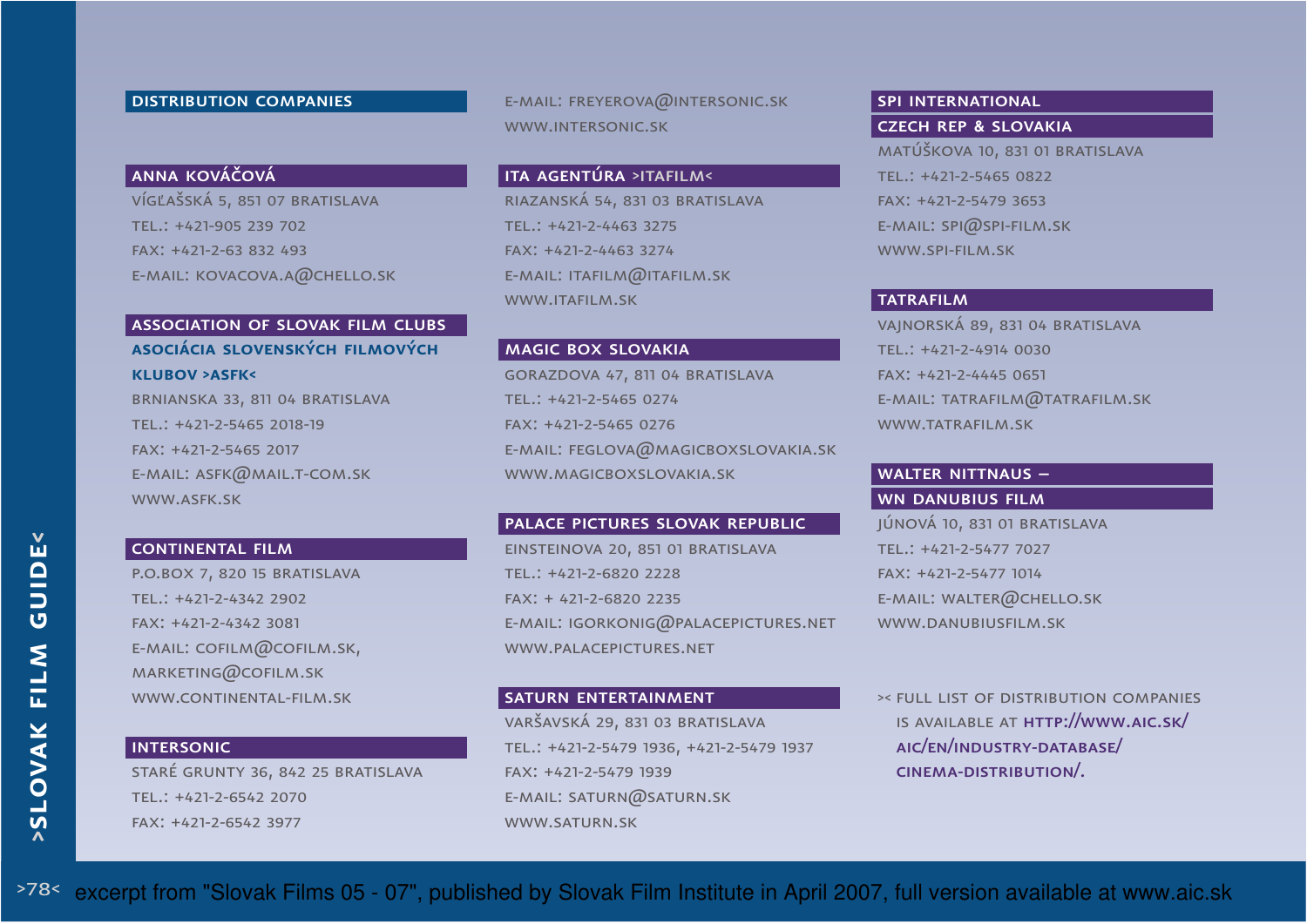## DISTRIBUTION COMPANIES

### ANNA KOVÁČOVÁ

VÍGĽAŠSKÁ 5, 851 07 BRATISLAVA
TEL.: +421-905 239 702
FAX: +421-2-63 832 493
E-MAIL: KOVACOVA.A@CHELLO.SK

### ASSOCIATION OF SLOVAK FILM CLUBS

**ASOCIÁCIA SLOVENSKÝCH FILMOVÝCH KLUBOV >ASFK<**

BRNIANSKA 33, 811 04 BRATISLAVA
TEL.: +421-2-5465 2018-19
FAX: +421-2-5465 2017
E-MAIL: ASFK@MAIL.T-COM.SK
WWW.ASFK.SK

### CONTINENTAL FILM

P.O.BOX 7, 820 15 BRATISLAVA
TEL.: +421-2-4342 2902
FAX: +421-2-4342 3081
E-MAIL: COFILM@COFILM.SK,
MARKETING@COFILM.SK
WWW.CONTINENTAL-FILM.SK

### INTERSONIC

STARÉ GRUNTY 36, 842 25 BRATISLAVA
TEL.: +421-2-6542 2070
FAX: +421-2-6542 3977
E-MAIL: FREYEROVA@INTERSONIC.SK
WWW.INTERSONIC.SK

### ITA AGENTÚRA >ITAFILM<

RIAZANSKÁ 54, 831 03 BRATISLAVA
TEL.: +421-2-4463 3275
FAX: +421-2-4463 3274
E-MAIL: ITAFILM@ITAFILM.SK
WWW.ITAFILM.SK

### MAGIC BOX SLOVAKIA

GORAZDOVA 47, 811 04 BRATISLAVA
TEL.: +421-2-5465 0274
FAX: +421-2-5465 0276
E-MAIL: FEGLOVA@MAGICBOXSLOVAKIA.SK
WWW.MAGICBOXSLOVAKIA.SK

### PALACE PICTURES SLOVAK REPUBLIC

EINSTEINOVA 20, 851 01 BRATISLAVA
TEL.: +421-2-6820 2228
FAX: + 421-2-6820 2235
E-MAIL: IGORKONIG@PALACEPICTURES.NET
WWW.PALACEPICTURES.NET

### SATURN ENTERTAINMENT

VARŠAVSKÁ 29, 831 03 BRATISLAVA
TEL.: +421-2-5479 1936, +421-2-5479 1937
FAX: +421-2-5479 1939
E-MAIL: SATURN@SATURN.SK
WWW.SATURN.SK

### SPI INTERNATIONAL CZECH REP & SLOVAKIA

MATÚŠKOVA 10, 831 01 BRATISLAVA
TEL.: +421-2-5465 0822
FAX: +421-2-5479 3653
E-MAIL: SPI@SPI-FILM.SK
WWW.SPI-FILM.SK

### TATRAFILM

VAJNORSKÁ 89, 831 04 BRATISLAVA
TEL.: +421-2-4914 0030
FAX: +421-2-4445 0651
E-MAIL: TATRAFILM@TATRAFILM.SK
WWW.TATRAFILM.SK

### WALTER NITTNAUS – WN DANUBIUS FILM

JÚNOVÁ 10, 831 01 BRATISLAVA
TEL.: +421-2-5477 7027
FAX: +421-2-5477 1014
E-MAIL: WALTER@CHELLO.SK
WWW.DANUBIUSFILM.SK

>< FULL LIST OF DISTRIBUTION COMPANIES IS AVAILABLE AT HTTP://WWW.AIC.SK/AIC/EN/INDUSTRY-DATABASE/CINEMA-DISTRIBUTION/.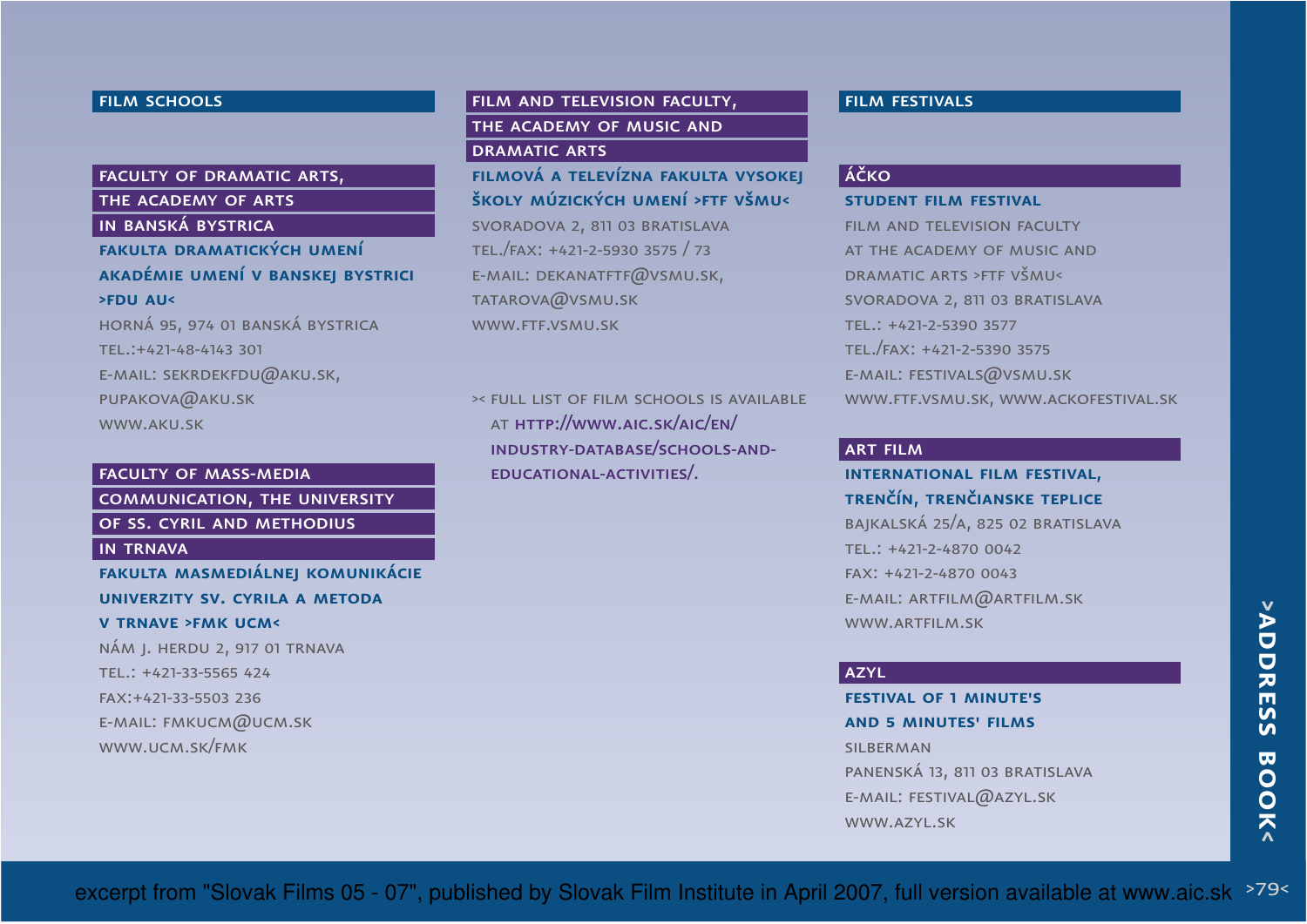## FILM SCHOOLS

### FACULTY OF DRAMATIC ARTS, THE ACADEMY OF ARTS IN BANSKÁ BYSTRICA

**FAKULTA DRAMATICKÝCH UMENÍ AKADÉMIE UMENÍ V BANSKEJ BYSTRICI >FDU AU<**

HORNÁ 95, 974 01 BANSKÁ BYSTRICA
TEL.:+421-48-4143 301
E-MAIL: SEKRDEKFDU@AKU.SK, PUPAKOVA@AKU.SK
WWW.AKU.SK

### FACULTY OF MASS-MEDIA COMMUNICATION, THE UNIVERSITY OF SS. CYRIL AND METHODIUS IN TRNAVA

**FAKULTA MASMEDIÁLNEJ KOMUNIKÁCIE UNIVERZITY SV. CYRILA A METODA V TRNAVE >FMK UCM<**

NÁM J. HERDU 2, 917 01 TRNAVA
TEL.: +421-33-5565 424
FAX:+421-33-5503 236
E-MAIL: FMKUCM@UCM.SK
WWW.UCM.SK/FMK

### FILM AND TELEVISION FACULTY, THE ACADEMY OF MUSIC AND DRAMATIC ARTS

**FILMOVÁ A TELEVÍZNA FAKULTA VYSOKEJ ŠKOLY MÚZICKÝCH UMENÍ >FTF VŠMU<**

SVORADOVA 2, 811 03 BRATISLAVA
TEL./FAX: +421-2-5930 3575 / 73
E-MAIL: DEKANATFTF@VSMU.SK, TATAROVA@VSMU.SK
WWW.FTF.VSMU.SK

>< FULL LIST OF FILM SCHOOLS IS AVAILABLE AT HTTP://WWW.AIC.SK/AIC/EN/INDUSTRY-DATABASE/SCHOOLS-AND-EDUCATIONAL-ACTIVITIES/.

## FILM FESTIVALS

### ÁČKO

**STUDENT FILM FESTIVAL**

FILM AND TELEVISION FACULTY AT THE ACADEMY OF MUSIC AND DRAMATIC ARTS >FTF VŠMU<
SVORADOVA 2, 811 03 BRATISLAVA
TEL.: +421-2-5390 3577
TEL./FAX: +421-2-5390 3575
E-MAIL: FESTIVALS@VSMU.SK
WWW.FTF.VSMU.SK, WWW.ACKOFESTIVAL.SK

### ART FILM

**INTERNATIONAL FILM FESTIVAL, TRENČÍN, TRENČIANSKE TEPLICE**

BAJKALSKÁ 25/A, 825 02 BRATISLAVA
TEL.: +421-2-4870 0042
FAX: +421-2-4870 0043
E-MAIL: ARTFILM@ARTFILM.SK
WWW.ARTFILM.SK

### AZYL

**FESTIVAL OF 1 MINUTE'S AND 5 MINUTES' FILMS**

SILBERMAN
PANENSKÁ 13, 811 03 BRATISLAVA
E-MAIL: FESTIVAL@AZYL.SK
WWW.AZYL.SK

excerpt from "Slovak Films 05 - 07", published by Slovak Film Institute in April 2007, full version available at www.aic.sk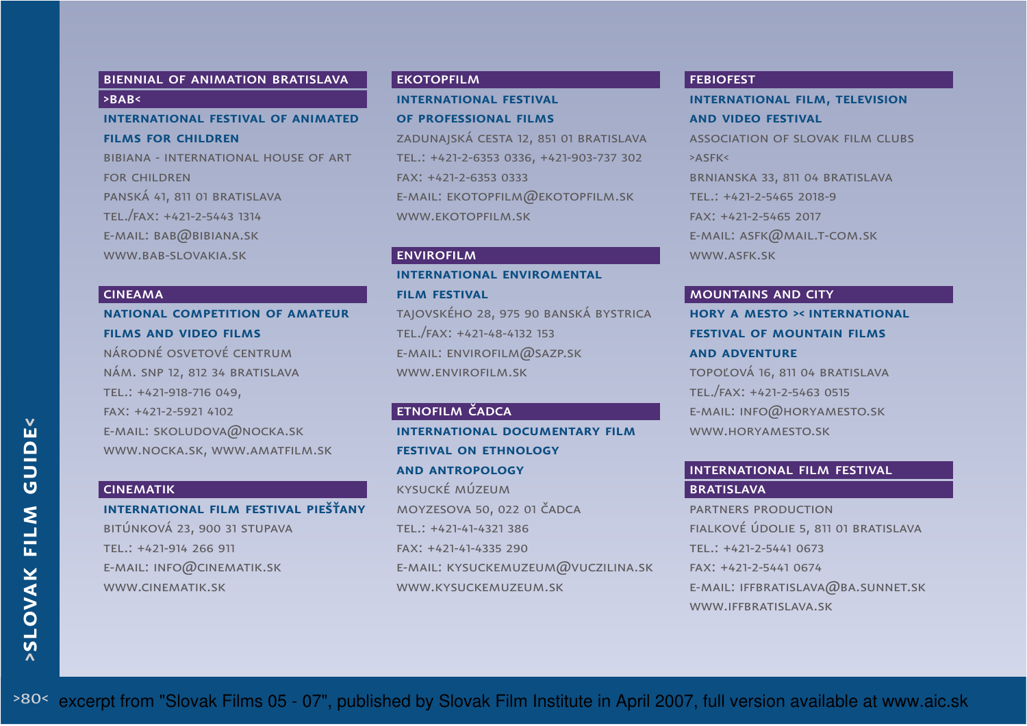## BIENNIAL OF ANIMATION BRATISLAVA >BAB<

**INTERNATIONAL FESTIVAL OF ANIMATED FILMS FOR CHILDREN**

BIBIANA - INTERNATIONAL HOUSE OF ART FOR CHILDREN
PANSKÁ 41, 811 01 BRATISLAVA
TEL./FAX: +421-2-5443 1314
E-MAIL: BAB@BIBIANA.SK
WWW.BAB-SLOVAKIA.SK

## CINEAMA

**NATIONAL COMPETITION OF AMATEUR FILMS AND VIDEO FILMS**

NÁRODNÉ OSVETOVÉ CENTRUM
NÁM. SNP 12, 812 34 BRATISLAVA
TEL.: +421-918-716 049,
FAX: +421-2-5921 4102
E-MAIL: SKOLUDOVA@NOCKA.SK
WWW.NOCKA.SK, WWW.AMATFILM.SK

## CINEMATIK

**INTERNATIONAL FILM FESTIVAL PIEŠŤANY**

BITÚNKOVÁ 23, 900 31 STUPAVA
TEL.: +421-914 266 911
E-MAIL: INFO@CINEMATIK.SK
WWW.CINEMATIK.SK

## EKOTOPFILM

**INTERNATIONAL FESTIVAL OF PROFESSIONAL FILMS**

ZADUNAJSKÁ CESTA 12, 851 01 BRATISLAVA
TEL.: +421-2-6353 0336, +421-903-737 302
FAX: +421-2-6353 0333
E-MAIL: EKOTOPFILM@EKOTOPFILM.SK
WWW.EKOTOPFILM.SK

## ENVIROFILM

**INTERNATIONAL ENVIROMENTAL FILM FESTIVAL**

TAJOVSKÉHO 28, 975 90 BANSKÁ BYSTRICA
TEL./FAX: +421-48-4132 153
E-MAIL: ENVIROFILM@SAZP.SK
WWW.ENVIROFILM.SK

## ETNOFILM ČADCA

**INTERNATIONAL DOCUMENTARY FILM FESTIVAL ON ETHNOLOGY AND ANTROPOLOGY**

KYSUCKÉ MÚZEUM
MOYZESOVA 50, 022 01 ČADCA
TEL.: +421-41-4321 386
FAX: +421-41-4335 290
E-MAIL: KYSUCKEMUZEUM@VUCZILINA.SK
WWW.KYSUCKEMUZEUM.SK

## FEBIOFEST

**INTERNATIONAL FILM, TELEVISION AND VIDEO FESTIVAL**

ASSOCIATION OF SLOVAK FILM CLUBS >ASFK<
BRNIANSKA 33, 811 04 BRATISLAVA
TEL.: +421-2-5465 2018-9
FAX: +421-2-5465 2017
E-MAIL: ASFK@MAIL.T-COM.SK
WWW.ASFK.SK

## MOUNTAINS AND CITY

**HORY A MESTO >< INTERNATIONAL FESTIVAL OF MOUNTAIN FILMS AND ADVENTURE**

TOPOĽOVÁ 16, 811 04 BRATISLAVA
TEL./FAX: +421-2-5463 0515
E-MAIL: INFO@HORYAMESTO.SK
WWW.HORYAMESTO.SK

## INTERNATIONAL FILM FESTIVAL BRATISLAVA

PARTNERS PRODUCTION
FIALKOVÉ ÚDOLIE 5, 811 01 BRATISLAVA
TEL.: +421-2-5441 0673
FAX: +421-2-5441 0674
E-MAIL: IFFBRATISLAVA@BA.SUNNET.SK
WWW.IFFBRATISLAVA.SK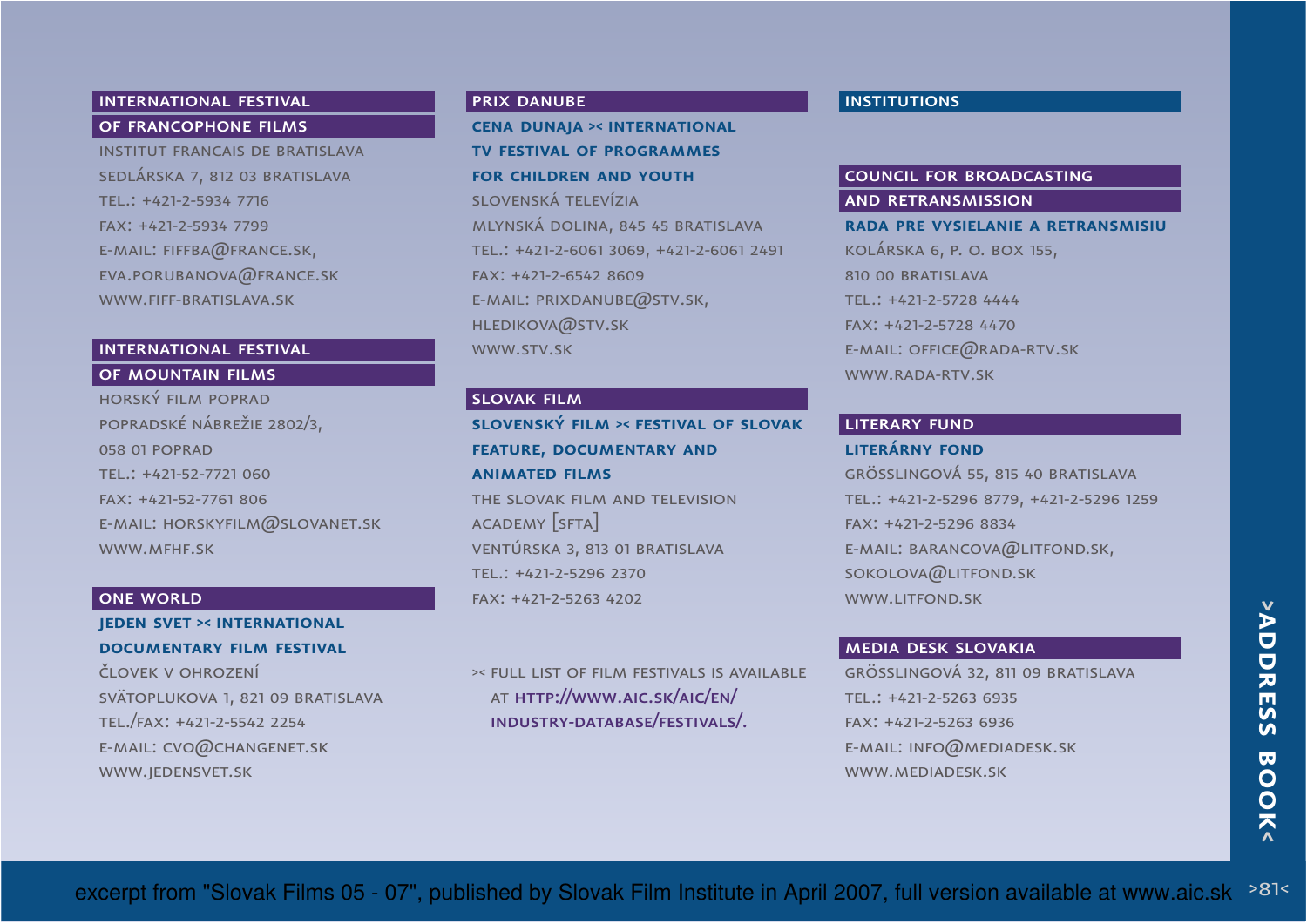## INTERNATIONAL FESTIVAL OF FRANCOPHONE FILMS

INSTITUT FRANCAIS DE BRATISLAVA
SEDLÁRSKA 7, 812 03 BRATISLAVA
TEL.: +421-2-5934 7716
FAX: +421-2-5934 7799
E-MAIL: FIFFBA@FRANCE.SK,
EVA.PORUBANOVA@FRANCE.SK
WWW.FIFF-BRATISLAVA.SK

## INTERNATIONAL FESTIVAL OF MOUNTAIN FILMS

HORSKÝ FILM POPRAD
POPRADSKÉ NÁBREŽIE 2802/3,
058 01 POPRAD
TEL.: +421-52-7721 060
FAX: +421-52-7761 806
E-MAIL: HORSKYFILM@SLOVANET.SK
WWW.MFHF.SK

## ONE WORLD

**JEDEN SVET >< INTERNATIONAL DOCUMENTARY FILM FESTIVAL**

ČLOVEK V OHROZENÍ
SVÄTOPLUKOVA 1, 821 09 BRATISLAVA
TEL./FAX: +421-2-5542 2254
E-MAIL: CVO@CHANGENET.SK
WWW.JEDENSVET.SK

## PRIX DANUBE

**CENA DUNAJA >< INTERNATIONAL TV FESTIVAL OF PROGRAMMES FOR CHILDREN AND YOUTH**

SLOVENSKÁ TELEVÍZIA
MLYNSKÁ DOLINA, 845 45 BRATISLAVA
TEL.: +421-2-6061 3069, +421-2-6061 2491
FAX: +421-2-6542 8609
E-MAIL: PRIXDANUBE@STV.SK,
HLEDIKOVA@STV.SK
WWW.STV.SK

## SLOVAK FILM

**SLOVENSKÝ FILM >< FESTIVAL OF SLOVAK FEATURE, DOCUMENTARY AND ANIMATED FILMS**

THE SLOVAK FILM AND TELEVISION ACADEMY [SFTA]
VENTÚRSKA 3, 813 01 BRATISLAVA
TEL.: +421-2-5296 2370
FAX: +421-2-5263 4202

>< FULL LIST OF FILM FESTIVALS IS AVAILABLE AT HTTP://WWW.AIC.SK/AIC/EN/INDUSTRY-DATABASE/FESTIVALS/.

# INSTITUTIONS

## COUNCIL FOR BROADCASTING AND RETRANSMISSION

**RADA PRE VYSIELANIE A RETRANSMISIU**

KOLÁRSKA 6, P. O. BOX 155,
810 00 BRATISLAVA
TEL.: +421-2-5728 4444
FAX: +421-2-5728 4470
E-MAIL: OFFICE@RADA-RTV.SK
WWW.RADA-RTV.SK

## LITERARY FUND

**LITERÁRNY FOND**

GRÖSSLINGOVÁ 55, 815 40 BRATISLAVA
TEL.: +421-2-5296 8779, +421-2-5296 1259
FAX: +421-2-5296 8834
E-MAIL: BARANCOVA@LITFOND.SK,
SOKOLOVA@LITFOND.SK
WWW.LITFOND.SK

## MEDIA DESK SLOVAKIA

GRÖSSLINGOVÁ 32, 811 09 BRATISLAVA
TEL.: +421-2-5263 6935
FAX: +421-2-5263 6936
E-MAIL: INFO@MEDIADESK.SK
WWW.MEDIADESK.SK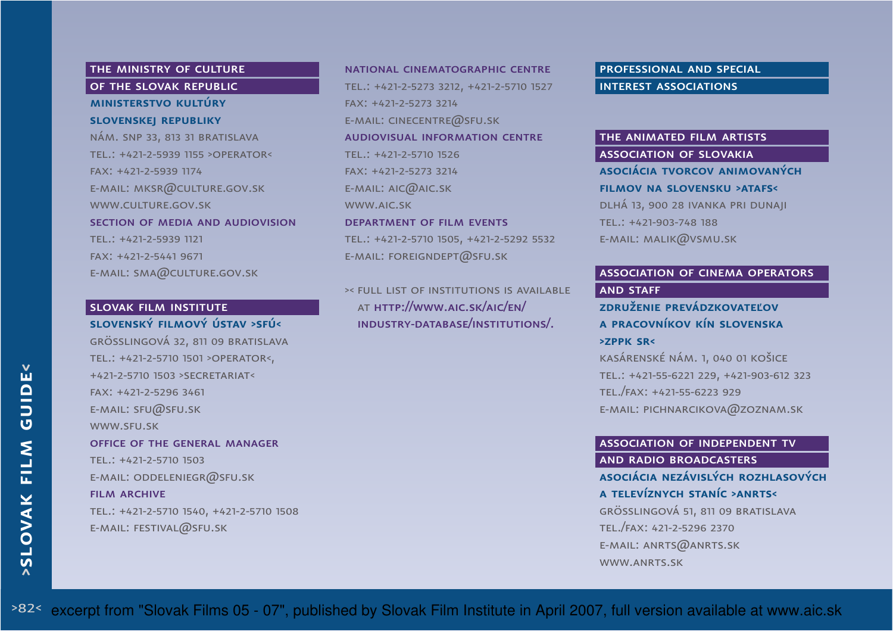## THE MINISTRY OF CULTURE OF THE SLOVAK REPUBLIC

**MINISTERSTVO KULTÚRY SLOVENSKEJ REPUBLIKY**

NÁM. SNP 33, 813 31 BRATISLAVA
TEL.: +421-2-5939 1155 >OPERATOR<
FAX: +421-2-5939 1174
E-MAIL: MKSR@CULTURE.GOV.SK
WWW.CULTURE.GOV.SK

**SECTION OF MEDIA AND AUDIOVISION**

TEL.: +421-2-5939 1121
FAX: +421-2-5441 9671
E-MAIL: SMA@CULTURE.GOV.SK

## SLOVAK FILM INSTITUTE

**SLOVENSKÝ FILMOVÝ ÚSTAV >SFÚ<**

GRÖSSLINGOVÁ 32, 811 09 BRATISLAVA
TEL.: +421-2-5710 1501 >OPERATOR<,
+421-2-5710 1503 >SECRETARIAT<
FAX: +421-2-5296 3461
E-MAIL: SFU@SFU.SK
WWW.SFU.SK

**OFFICE OF THE GENERAL MANAGER**

TEL.: +421-2-5710 1503
E-MAIL: ODDELENIEGR@SFU.SK

**FILM ARCHIVE**

TEL.: +421-2-5710 1540, +421-2-5710 1508
E-MAIL: FESTIVAL@SFU.SK

**NATIONAL CINEMATOGRAPHIC CENTRE**

TEL.: +421-2-5273 3212, +421-2-5710 1527
FAX: +421-2-5273 3214
E-MAIL: CINECENTRE@SFU.SK

**AUDIOVISUAL INFORMATION CENTRE**

TEL.: +421-2-5710 1526
FAX: +421-2-5273 3214
E-MAIL: AIC@AIC.SK
WWW.AIC.SK

**DEPARTMENT OF FILM EVENTS**

TEL.: +421-2-5710 1505, +421-2-5292 5532
E-MAIL: FOREIGNDEPT@SFU.SK

>< FULL LIST OF INSTITUTIONS IS AVAILABLE AT **HTTP://WWW.AIC.SK/AIC/EN/INDUSTRY-DATABASE/INSTITUTIONS/.**

## PROFESSIONAL AND SPECIAL INTEREST ASSOCIATIONS

### THE ANIMATED FILM ARTISTS ASSOCIATION OF SLOVAKIA

**ASOCIÁCIA TVORCOV ANIMOVANÝCH FILMOV NA SLOVENSKU >ATAFS<**

DLHÁ 13, 900 28 IVANKA PRI DUNAJI
TEL.: +421-903-748 188
E-MAIL: MALIK@VSMU.SK

### ASSOCIATION OF CINEMA OPERATORS AND STAFF

**ZDRUŽENIE PREVÁDZKOVATEĽOV A PRACOVNÍKOV KÍN SLOVENSKA >ZPPK SR<**

KASÁRENSKÉ NÁM. 1, 040 01 KOŠICE
TEL.: +421-55-6221 229, +421-903-612 323
TEL./FAX: +421-55-6223 929
E-MAIL: PICHNARCIKOVA@ZOZNAM.SK

### ASSOCIATION OF INDEPENDENT TV AND RADIO BROADCASTERS

**ASOCIÁCIA NEZÁVISLÝCH ROZHLASOVÝCH A TELEVÍZNYCH STANÍC >ANRTS<**

GRÖSSLINGOVÁ 51, 811 09 BRATISLAVA
TEL./FAX: 421-2-5296 2370
E-MAIL: ANRTS@ANRTS.SK
WWW.ANRTS.SK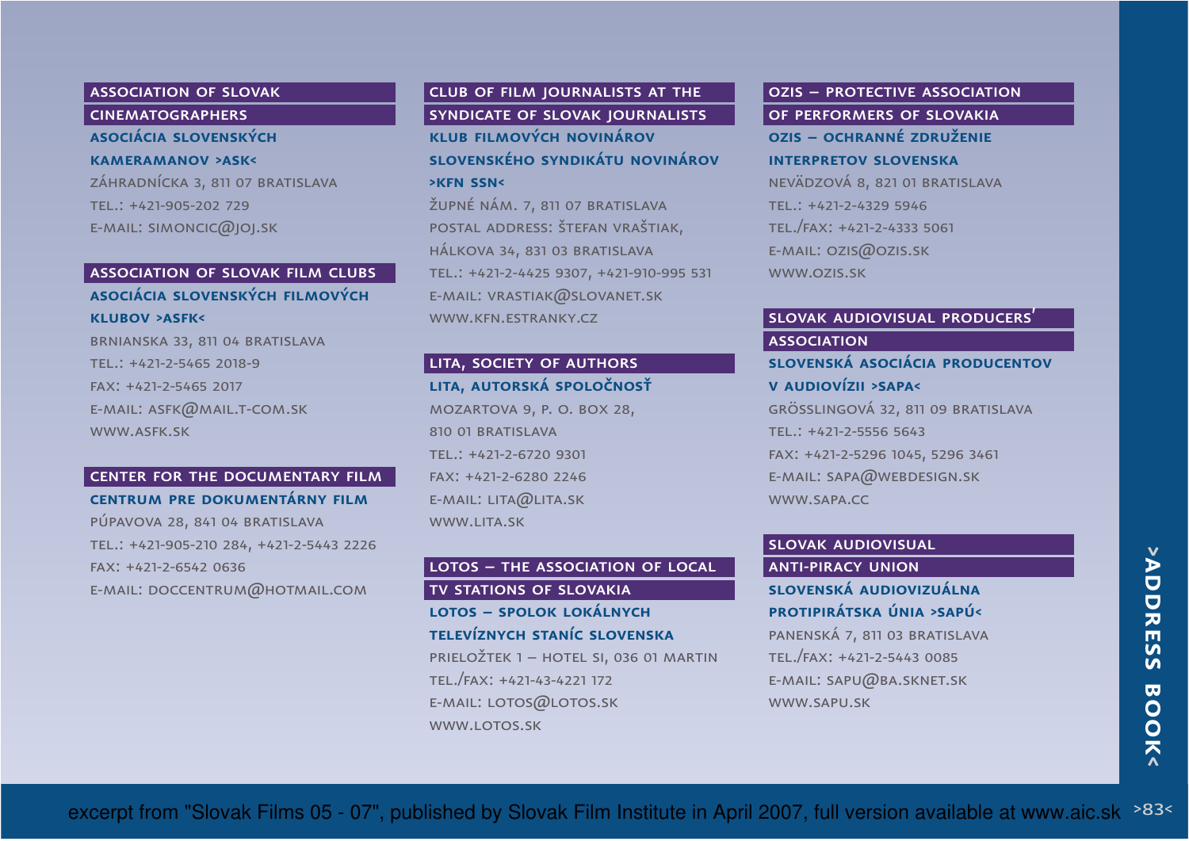## ASSOCIATION OF SLOVAK CINEMATOGRAPHERS

**ASOCIÁCIA SLOVENSKÝCH KAMERAMANOV >ASK<**

ZÁHRADNÍCKA 3, 811 07 BRATISLAVA
TEL.: +421-905-202 729
E-MAIL: SIMONCIC@JOJ.SK

## ASSOCIATION OF SLOVAK FILM CLUBS

**ASOCIÁCIA SLOVENSKÝCH FILMOVÝCH KLUBOV >ASFK<**

BRNIANSKA 33, 811 04 BRATISLAVA
TEL.: +421-2-5465 2018-9
FAX: +421-2-5465 2017
E-MAIL: ASFK@MAIL.T-COM.SK
WWW.ASFK.SK

## CENTER FOR THE DOCUMENTARY FILM

**CENTRUM PRE DOKUMENTÁRNY FILM**

PÚPAVOVA 28, 841 04 BRATISLAVA
TEL.: +421-905-210 284, +421-2-5443 2226
FAX: +421-2-6542 0636
E-MAIL: DOCCENTRUM@HOTMAIL.COM

## CLUB OF FILM JOURNALISTS AT THE SYNDICATE OF SLOVAK JOURNALISTS

**KLUB FILMOVÝCH NOVINÁROV SLOVENSKÉHO SYNDIKÁTU NOVINÁROV >KFN SSN<**

ŽUPNÉ NÁM. 7, 811 07 BRATISLAVA
POSTAL ADDRESS: ŠTEFAN VRAŠTIAK, HÁLKOVA 34, 831 03 BRATISLAVA
TEL.: +421-2-4425 9307, +421-910-995 531
E-MAIL: VRASTIAK@SLOVANET.SK
WWW.KFN.ESTRANKY.CZ

## LITA, SOCIETY OF AUTHORS

**LITA, AUTORSKÁ SPOLOČNOSŤ**

MOZARTOVA 9, P. O. BOX 28, 810 01 BRATISLAVA
TEL.: +421-2-6720 9301
FAX: +421-2-6280 2246
E-MAIL: LITA@LITA.SK
WWW.LITA.SK

## LOTOS – THE ASSOCIATION OF LOCAL TV STATIONS OF SLOVAKIA

**LOTOS – SPOLOK LOKÁLNYCH TELEVÍZNYCH STANÍC SLOVENSKA**

PRIELOŽTEK 1 – HOTEL SI, 036 01 MARTIN
TEL./FAX: +421-43-4221 172
E-MAIL: LOTOS@LOTOS.SK
WWW.LOTOS.SK

## OZIS – PROTECTIVE ASSOCIATION OF PERFORMERS OF SLOVAKIA

**OZIS – OCHRANNÉ ZDRUŽENIE INTERPRETOV SLOVENSKA**

NEVÄDZOVÁ 8, 821 01 BRATISLAVA
TEL.: +421-2-4329 5946
TEL./FAX: +421-2-4333 5061
E-MAIL: OZIS@OZIS.SK
WWW.OZIS.SK

## SLOVAK AUDIOVISUAL PRODUCERS' ASSOCIATION

**SLOVENSKÁ ASOCIÁCIA PRODUCENTOV V AUDIOVÍZII >SAPA<**

GRÖSSLINGOVÁ 32, 811 09 BRATISLAVA
TEL.: +421-2-5556 5643
FAX: +421-2-5296 1045, 5296 3461
E-MAIL: SAPA@WEBDESIGN.SK
WWW.SAPA.CC

## SLOVAK AUDIOVISUAL ANTI-PIRACY UNION

**SLOVENSKÁ AUDIOVIZUÁLNA PROTIPIRÁTSKA ÚNIA >SAPÚ<**

PANENSKÁ 7, 811 03 BRATISLAVA
TEL./FAX: +421-2-5443 0085
E-MAIL: SAPU@BA.SKNET.SK
WWW.SAPU.SK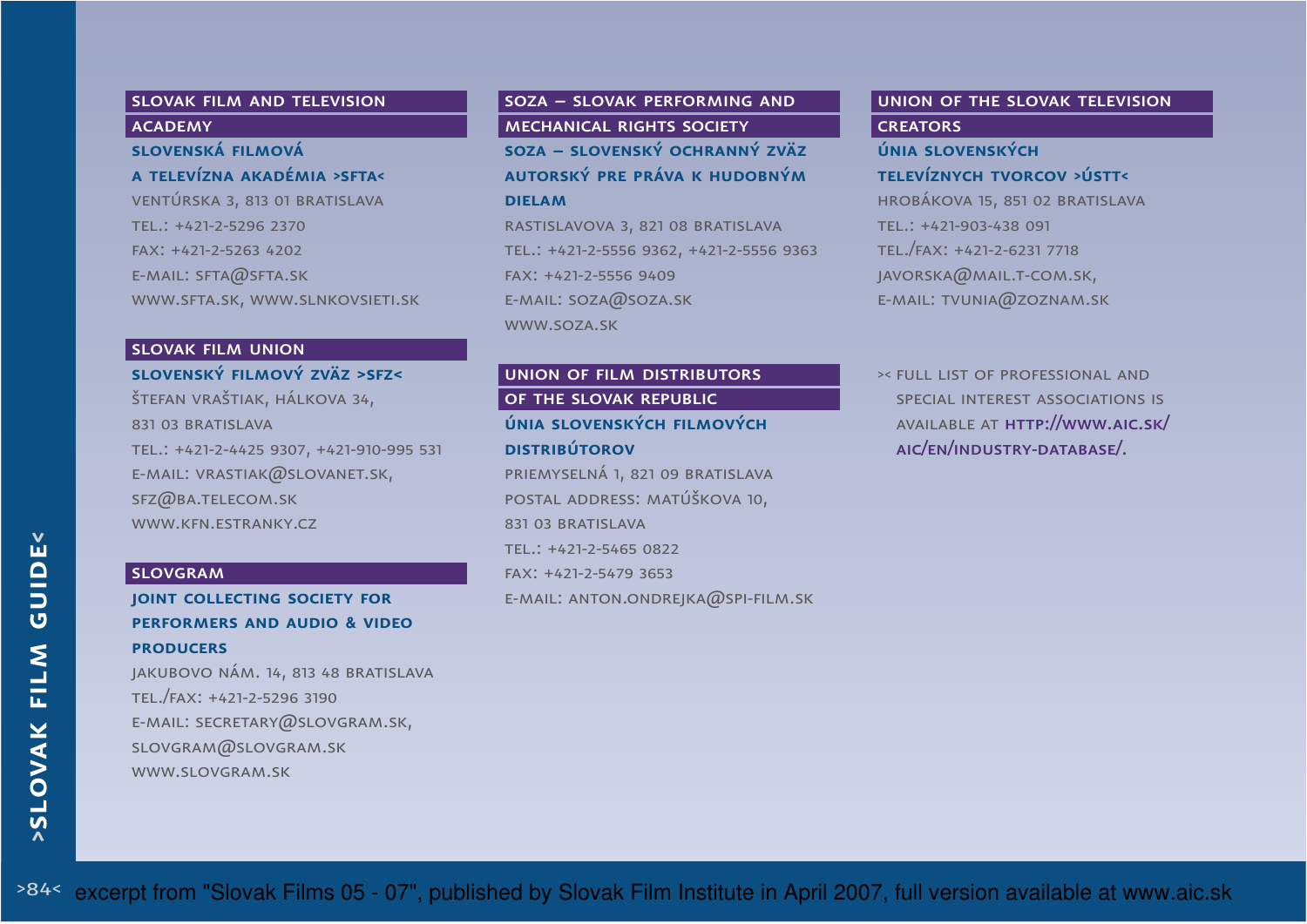## SLOVAK FILM AND TELEVISION ACADEMY

**SLOVENSKÁ FILMOVÁ A TELEVÍZNA AKADÉMIA >SFTA<**

VENTÚRSKA 3, 813 01 BRATISLAVA
TEL.: +421-2-5296 2370
FAX: +421-2-5263 4202
E-MAIL: SFTA@SFTA.SK
WWW.SFTA.SK, WWW.SLNKOVSIETI.SK

## SLOVAK FILM UNION

**SLOVENSKÝ FILMOVÝ ZVÄZ >SFZ<**

ŠTEFAN VRAŠTIAK, HÁLKOVA 34,
831 03 BRATISLAVA
TEL.: +421-2-4425 9307, +421-910-995 531
E-MAIL: VRASTIAK@SLOVANET.SK,
SFZ@BA.TELECOM.SK
WWW.KFN.ESTRANKY.CZ

## SLOVGRAM

**JOINT COLLECTING SOCIETY FOR PERFORMERS AND AUDIO & VIDEO PRODUCERS**

JAKUBOVO NÁM. 14, 813 48 BRATISLAVA
TEL./FAX: +421-2-5296 3190
E-MAIL: SECRETARY@SLOVGRAM.SK,
SLOVGRAM@SLOVGRAM.SK
WWW.SLOVGRAM.SK

## SOZA – SLOVAK PERFORMING AND MECHANICAL RIGHTS SOCIETY

**SOZA – SLOVENSKÝ OCHRANNÝ ZVÄZ AUTORSKÝ PRE PRÁVA K HUDOBNÝM DIELAM**

RASTISLAVOVA 3, 821 08 BRATISLAVA
TEL.: +421-2-5556 9362, +421-2-5556 9363
FAX: +421-2-5556 9409
E-MAIL: SOZA@SOZA.SK
WWW.SOZA.SK

## UNION OF FILM DISTRIBUTORS OF THE SLOVAK REPUBLIC

**ÚNIA SLOVENSKÝCH FILMOVÝCH DISTRIBÚTOROV**

PRIEMYSELNÁ 1, 821 09 BRATISLAVA
POSTAL ADDRESS: MATÚŠKOVA 10,
831 03 BRATISLAVA
TEL.: +421-2-5465 0822
FAX: +421-2-5479 3653
E-MAIL: ANTON.ONDREJKA@SPI-FILM.SK

## UNION OF THE SLOVAK TELEVISION CREATORS

**ÚNIA SLOVENSKÝCH TELEVÍZNYCH TVORCOV >ÚSTT<**

HROBÁKOVA 15, 851 02 BRATISLAVA
TEL.: +421-903-438 091
TEL./FAX: +421-2-6231 7718
JAVORSKA@MAIL.T-COM.SK,
E-MAIL: TVUNIA@ZOZNAM.SK

>< FULL LIST OF PROFESSIONAL AND SPECIAL INTEREST ASSOCIATIONS IS AVAILABLE AT **HTTP://WWW.AIC.SK/AIC/EN/INDUSTRY-DATABASE/.**

excerpt from "Slovak Films 05 - 07", published by Slovak Film Institute in April 2007, full version available at www.aic.sk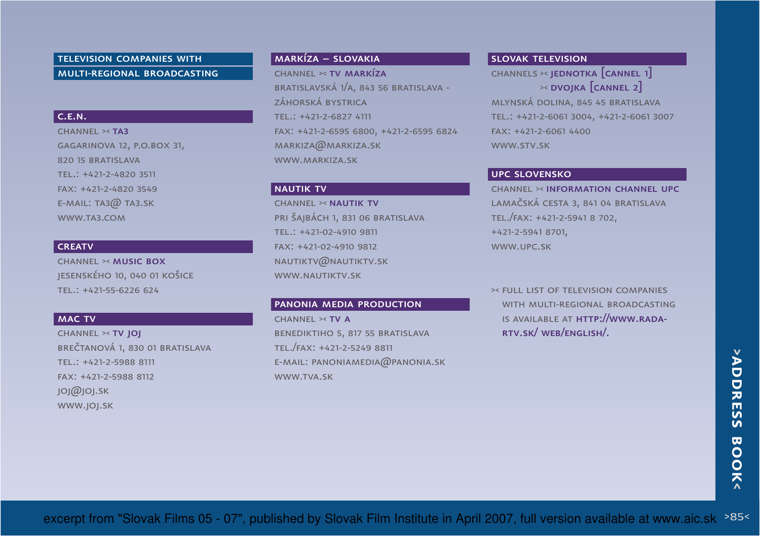## TELEVISION COMPANIES WITH MULTI-REGIONAL BROADCASTING

### C.E.N.

CHANNEL >< **TA3**
GAGARINOVA 12, P.O.BOX 31,
820 15 BRATISLAVA
TEL.: +421-2-4820 3511
FAX: +421-2-4820 3549
E-MAIL: TA3@ TA3.SK
WWW.TA3.COM

### CREATV

CHANNEL >< **MUSIC BOX**
JESENSKÉHO 10, 040 01 KOŠICE
TEL.: +421-55-6226 624

### MAC TV

CHANNEL >< **TV JOJ**
BREČTANOVÁ 1, 830 01 BRATISLAVA
TEL.: +421-2-5988 8111
FAX: +421-2-5988 8112
JOJ@JOJ.SK
WWW.JOJ.SK

### MARKÍZA – SLOVAKIA

CHANNEL >< **TV MARKÍZA**
BRATISLAVSKÁ 1/A, 843 56 BRATISLAVA - ZÁHORSKÁ BYSTRICA
TEL.: +421-2-6827 4111
FAX: +421-2-6595 6800, +421-2-6595 6824
MARKIZA@MARKIZA.SK
WWW.MARKIZA.SK

### NAUTIK TV

CHANNEL >< **NAUTIK TV**
PRI ŠAJBÁCH 1, 831 06 BRATISLAVA
TEL.: +421-02-4910 9811
FAX: +421-02-4910 9812
NAUTIKTV@NAUTIKTV.SK
WWW.NAUTIKTV.SK

### PANONIA MEDIA PRODUCTION

CHANNEL >< **TV A**
BENEDIKTIHO 5, 817 55 BRATISLAVA
TEL./FAX: +421-2-5249 8811
E-MAIL: PANONIAMEDIA@PANONIA.SK
WWW.TVA.SK

### SLOVAK TELEVISION

CHANNELS >< **JEDNOTKA [CANNEL 1]**
>< **DVOJKA [CANNEL 2]**
MLYNSKÁ DOLINA, 845 45 BRATISLAVA
TEL.: +421-2-6061 3004, +421-2-6061 3007
FAX: +421-2-6061 4400
WWW.STV.SK

### UPC SLOVENSKO

CHANNEL >< **INFORMATION CHANNEL UPC**
LAMAČSKÁ CESTA 3, 841 04 BRATISLAVA
TEL./FAX: +421-2-5941 8 702,
+421-2-5941 8701,
WWW.UPC.SK

>< FULL LIST OF TELEVISION COMPANIES WITH MULTI-REGIONAL BROADCASTING IS AVAILABLE AT **HTTP://WWW.RADA-RTV.SK/ WEB/ENGLISH/.**